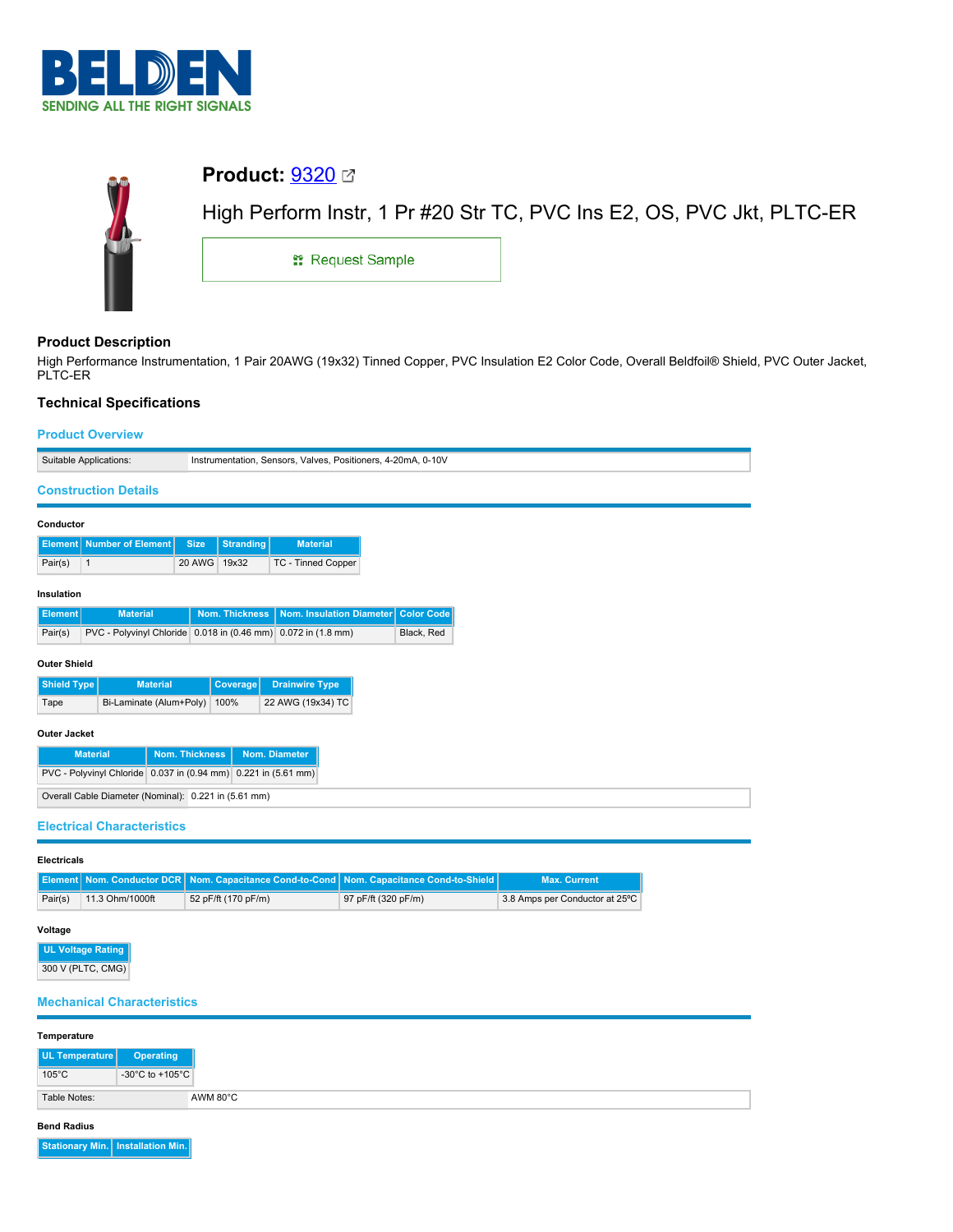# BELDEN
SENDING ALL THE RIGHT SIGNALS

## Product: 9320

High Perform Instr, 1 Pr #20 Str TC, PVC Ins E2, OS, PVC Jkt, PLTC-ER

Request Sample

### Product Description

High Performance Instrumentation, 1 Pair 20AWG (19x32) Tinned Copper, PVC Insulation E2 Color Code, Overall Beldfoil® Shield, PVC Outer Jacket, PLTC-ER

### Technical Specifications

#### Product Overview

| Suitable Applications: | Instrumentation, Sensors, Valves, Positioners, 4-20mA, 0-10V |
|---|---|

#### Construction Details

**Conductor**

| Element | Number of Element | Size | Stranding | Material |
|---|---|---|---|---|
| Pair(s) | 1 | 20 AWG | 19x32 | TC - Tinned Copper |

**Insulation**

| Element | Material | Nom. Thickness | Nom. Insulation Diameter | Color Code |
|---|---|---|---|---|
| Pair(s) | PVC - Polyvinyl Chloride | 0.018 in (0.46 mm) | 0.072 in (1.8 mm) | Black, Red |

**Outer Shield**

| Shield Type | Material | Coverage | Drainwire Type |
|---|---|---|---|
| Tape | Bi-Laminate (Alum+Poly) | 100% | 22 AWG (19x34) TC |

**Outer Jacket**

| Material | Nom. Thickness | Nom. Diameter |
|---|---|---|
| PVC - Polyvinyl Chloride | 0.037 in (0.94 mm) | 0.221 in (5.61 mm) |

| Overall Cable Diameter (Nominal): | 0.221 in (5.61 mm) |
|---|---|

#### Electrical Characteristics

**Electricals**

| Element | Nom. Conductor DCR | Nom. Capacitance Cond-to-Cond | Nom. Capacitance Cond-to-Shield | Max. Current |
|---|---|---|---|---|
| Pair(s) | 11.3 Ohm/1000ft | 52 pF/ft (170 pF/m) | 97 pF/ft (320 pF/m) | 3.8 Amps per Conductor at 25ºC |

**Voltage**

| UL Voltage Rating |
|---|
| 300 V (PLTC, CMG) |

#### Mechanical Characteristics

**Temperature**

| UL Temperature | Operating |
|---|---|
| 105°C | -30°C to +105°C |

| Table Notes: | AWM 80°C |
|---|---|

**Bend Radius**

| Stationary Min. | Installation Min. |
|---|---|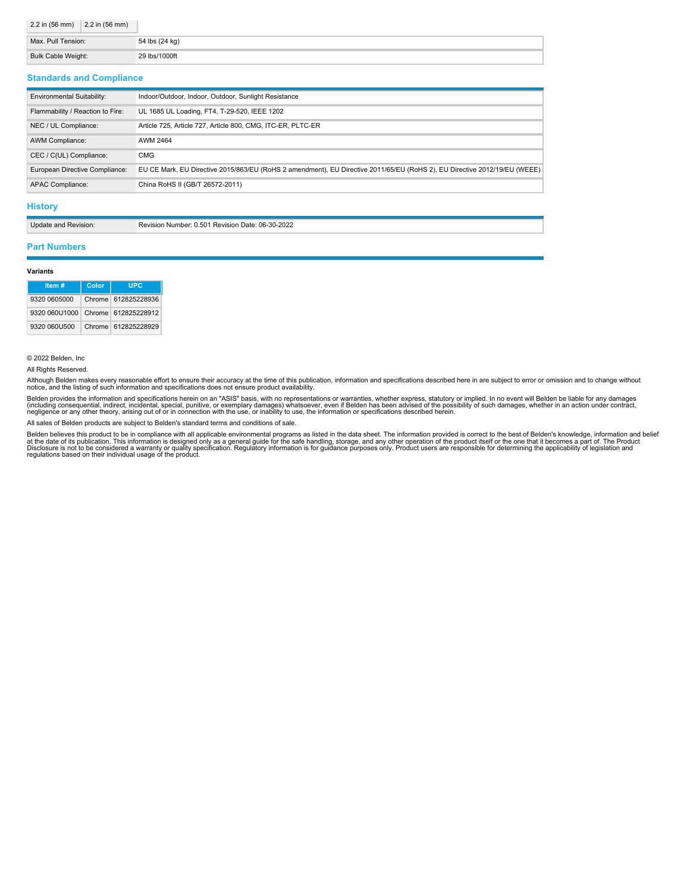| | |
|---|---|
| 2.2 in (56 mm) | 2.2 in (56 mm) |

| | |
|---|---|
| Max. Pull Tension: | 54 lbs (24 kg) |
| Bulk Cable Weight: | 29 lbs/1000ft |

## Standards and Compliance

| | |
|---|---|
| Environmental Suitability: | Indoor/Outdoor, Indoor, Outdoor, Sunlight Resistance |
| Flammability / Reaction to Fire: | UL 1685 UL Loading, FT4, T-29-520, IEEE 1202 |
| NEC / UL Compliance: | Article 725, Article 727, Article 800, CMG, ITC-ER, PLTC-ER |
| AWM Compliance: | AWM 2464 |
| CEC / C(UL) Compliance: | CMG |
| European Directive Compliance: | EU CE Mark, EU Directive 2015/863/EU (RoHS 2 amendment), EU Directive 2011/65/EU (RoHS 2), EU Directive 2012/19/EU (WEEE) |
| APAC Compliance: | China RoHS II (GB/T 26572-2011) |

## History

| | |
|---|---|
| Update and Revision: | Revision Number: 0.501 Revision Date: 06-30-2022 |

## Part Numbers

### Variants

| Item # | Color | UPC |
|---|---|---|
| 9320 0605000 | Chrome | 612825228936 |
| 9320 060U1000 | Chrome | 612825228912 |
| 9320 060U500 | Chrome | 612825228929 |

© 2022 Belden, Inc

All Rights Reserved.

Although Belden makes every reasonable effort to ensure their accuracy at the time of this publication, information and specifications described here in are subject to error or omission and to change without notice, and the listing of such information and specifications does not ensure product availability.

Belden provides the information and specifications herein on an "ASIS" basis, with no representations or warranties, whether express, statutory or implied. In no event will Belden be liable for any damages (including consequential, indirect, incidental, special, punitive, or exemplary damages) whatsoever, even if Belden has been advised of the possibility of such damages, whether in an action under contract, negligence or any other theory, arising out of or in connection with the use, or inability to use, the information or specifications described herein.

All sales of Belden products are subject to Belden's standard terms and conditions of sale.

Belden believes this product to be in compliance with all applicable environmental programs as listed in the data sheet. The information provided is correct to the best of Belden's knowledge, information and belief at the date of its publication. This information is designed only as a general guide for the safe handling, storage, and any other operation of the product itself or the one that it becomes a part of. The Product Disclosure is not to be considered a warranty or quality specification. Regulatory information is for guidance purposes only. Product users are responsible for determining the applicability of legislation and regulations based on their individual usage of the product.